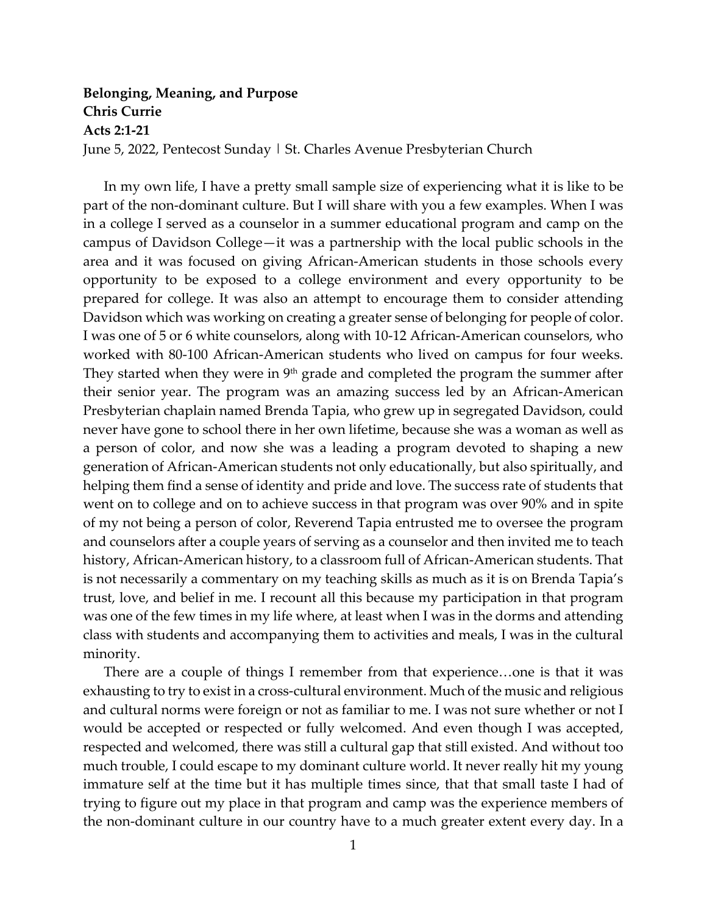**Belonging, Meaning, and Purpose**
**Chris Currie**
**Acts 2:1-21**
June 5, 2022, Pentecost Sunday | St. Charles Avenue Presbyterian Church

In my own life, I have a pretty small sample size of experiencing what it is like to be part of the non-dominant culture. But I will share with you a few examples. When I was in a college I served as a counselor in a summer educational program and camp on the campus of Davidson College—it was a partnership with the local public schools in the area and it was focused on giving African-American students in those schools every opportunity to be exposed to a college environment and every opportunity to be prepared for college. It was also an attempt to encourage them to consider attending Davidson which was working on creating a greater sense of belonging for people of color. I was one of 5 or 6 white counselors, along with 10-12 African-American counselors, who worked with 80-100 African-American students who lived on campus for four weeks. They started when they were in 9th grade and completed the program the summer after their senior year. The program was an amazing success led by an African-American Presbyterian chaplain named Brenda Tapia, who grew up in segregated Davidson, could never have gone to school there in her own lifetime, because she was a woman as well as a person of color, and now she was a leading a program devoted to shaping a new generation of African-American students not only educationally, but also spiritually, and helping them find a sense of identity and pride and love. The success rate of students that went on to college and on to achieve success in that program was over 90% and in spite of my not being a person of color, Reverend Tapia entrusted me to oversee the program and counselors after a couple years of serving as a counselor and then invited me to teach history, African-American history, to a classroom full of African-American students. That is not necessarily a commentary on my teaching skills as much as it is on Brenda Tapia's trust, love, and belief in me. I recount all this because my participation in that program was one of the few times in my life where, at least when I was in the dorms and attending class with students and accompanying them to activities and meals, I was in the cultural minority.

There are a couple of things I remember from that experience…one is that it was exhausting to try to exist in a cross-cultural environment. Much of the music and religious and cultural norms were foreign or not as familiar to me. I was not sure whether or not I would be accepted or respected or fully welcomed. And even though I was accepted, respected and welcomed, there was still a cultural gap that still existed. And without too much trouble, I could escape to my dominant culture world. It never really hit my young immature self at the time but it has multiple times since, that that small taste I had of trying to figure out my place in that program and camp was the experience members of the non-dominant culture in our country have to a much greater extent every day. In a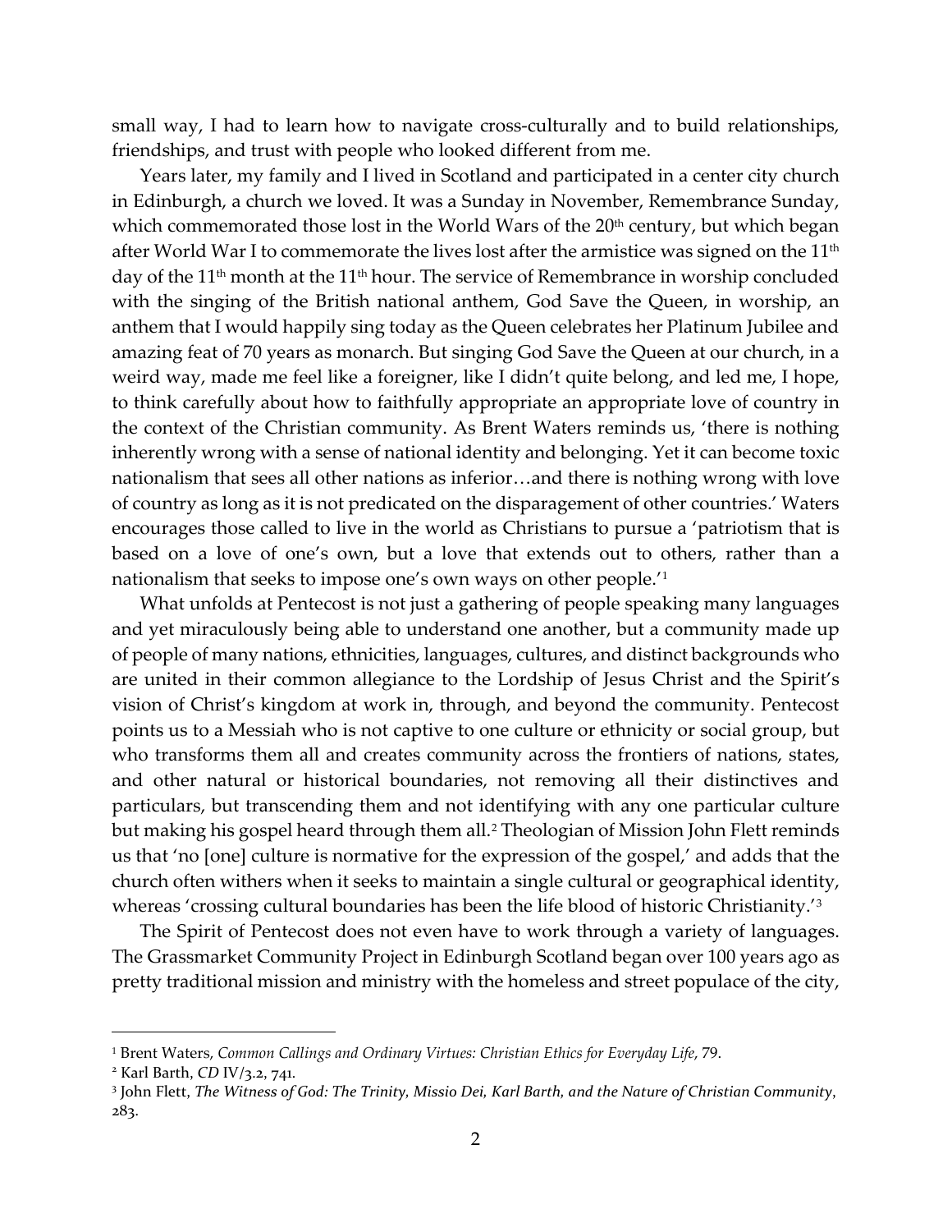small way, I had to learn how to navigate cross-culturally and to build relationships, friendships, and trust with people who looked different from me.

Years later, my family and I lived in Scotland and participated in a center city church in Edinburgh, a church we loved. It was a Sunday in November, Remembrance Sunday, which commemorated those lost in the World Wars of the 20th century, but which began after World War I to commemorate the lives lost after the armistice was signed on the 11th day of the 11th month at the 11th hour. The service of Remembrance in worship concluded with the singing of the British national anthem, God Save the Queen, in worship, an anthem that I would happily sing today as the Queen celebrates her Platinum Jubilee and amazing feat of 70 years as monarch. But singing God Save the Queen at our church, in a weird way, made me feel like a foreigner, like I didn't quite belong, and led me, I hope, to think carefully about how to faithfully appropriate an appropriate love of country in the context of the Christian community. As Brent Waters reminds us, 'there is nothing inherently wrong with a sense of national identity and belonging. Yet it can become toxic nationalism that sees all other nations as inferior…and there is nothing wrong with love of country as long as it is not predicated on the disparagement of other countries.' Waters encourages those called to live in the world as Christians to pursue a 'patriotism that is based on a love of one's own, but a love that extends out to others, rather than a nationalism that seeks to impose one's own ways on other people.'[1]

What unfolds at Pentecost is not just a gathering of people speaking many languages and yet miraculously being able to understand one another, but a community made up of people of many nations, ethnicities, languages, cultures, and distinct backgrounds who are united in their common allegiance to the Lordship of Jesus Christ and the Spirit's vision of Christ's kingdom at work in, through, and beyond the community. Pentecost points us to a Messiah who is not captive to one culture or ethnicity or social group, but who transforms them all and creates community across the frontiers of nations, states, and other natural or historical boundaries, not removing all their distinctives and particulars, but transcending them and not identifying with any one particular culture but making his gospel heard through them all.[2] Theologian of Mission John Flett reminds us that 'no [one] culture is normative for the expression of the gospel,' and adds that the church often withers when it seeks to maintain a single cultural or geographical identity, whereas 'crossing cultural boundaries has been the life blood of historic Christianity.'[3]

The Spirit of Pentecost does not even have to work through a variety of languages. The Grassmarket Community Project in Edinburgh Scotland began over 100 years ago as pretty traditional mission and ministry with the homeless and street populace of the city,

---

[1] Brent Waters, *Common Callings and Ordinary Virtues: Christian Ethics for Everyday Life*, 79.

[2] Karl Barth, *CD* IV/3.2, 741.

[3] John Flett, *The Witness of God: The Trinity, Missio Dei, Karl Barth, and the Nature of Christian Community*, 283.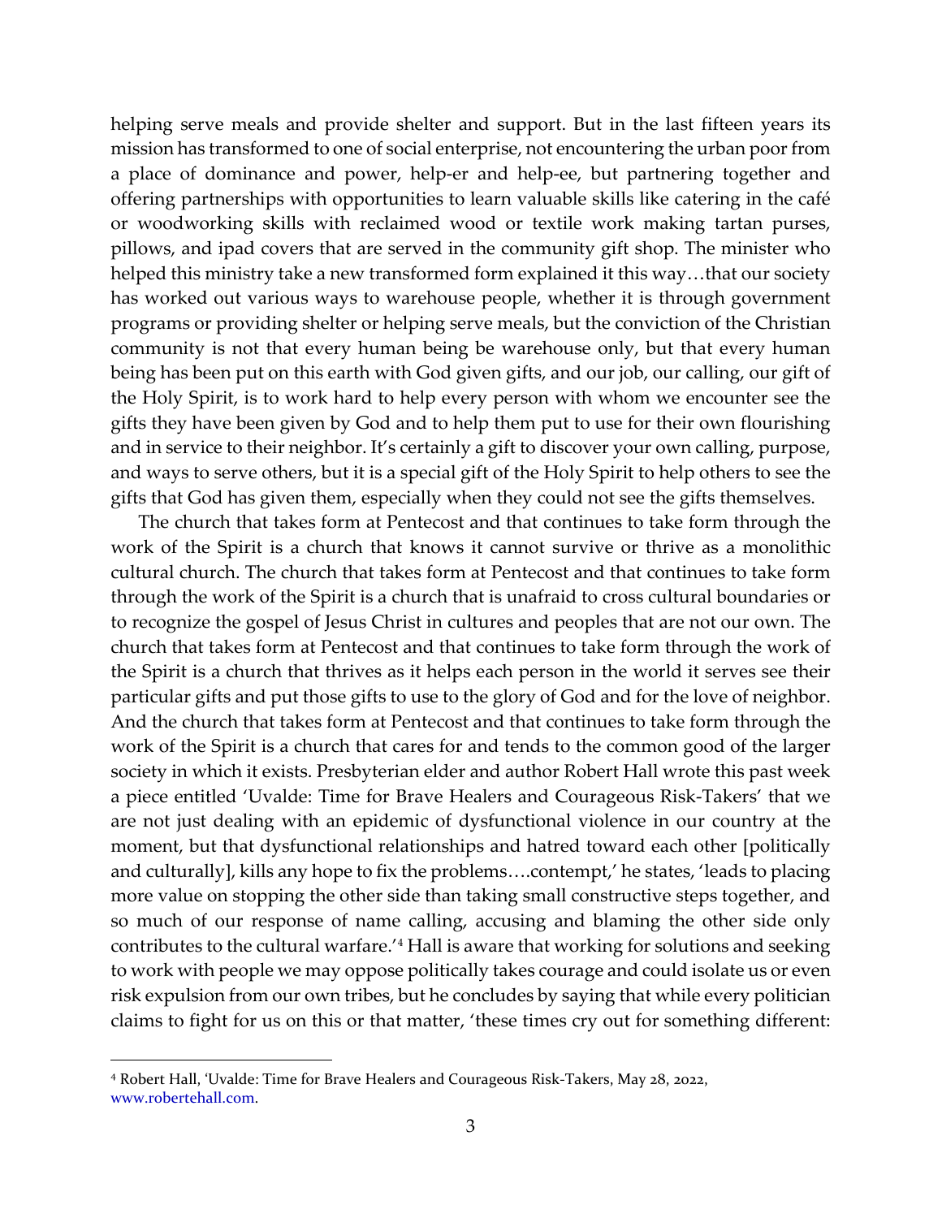helping serve meals and provide shelter and support. But in the last fifteen years its mission has transformed to one of social enterprise, not encountering the urban poor from a place of dominance and power, help-er and help-ee, but partnering together and offering partnerships with opportunities to learn valuable skills like catering in the café or woodworking skills with reclaimed wood or textile work making tartan purses, pillows, and ipad covers that are served in the community gift shop. The minister who helped this ministry take a new transformed form explained it this way…that our society has worked out various ways to warehouse people, whether it is through government programs or providing shelter or helping serve meals, but the conviction of the Christian community is not that every human being be warehouse only, but that every human being has been put on this earth with God given gifts, and our job, our calling, our gift of the Holy Spirit, is to work hard to help every person with whom we encounter see the gifts they have been given by God and to help them put to use for their own flourishing and in service to their neighbor. It's certainly a gift to discover your own calling, purpose, and ways to serve others, but it is a special gift of the Holy Spirit to help others to see the gifts that God has given them, especially when they could not see the gifts themselves.

The church that takes form at Pentecost and that continues to take form through the work of the Spirit is a church that knows it cannot survive or thrive as a monolithic cultural church. The church that takes form at Pentecost and that continues to take form through the work of the Spirit is a church that is unafraid to cross cultural boundaries or to recognize the gospel of Jesus Christ in cultures and peoples that are not our own. The church that takes form at Pentecost and that continues to take form through the work of the Spirit is a church that thrives as it helps each person in the world it serves see their particular gifts and put those gifts to use to the glory of God and for the love of neighbor. And the church that takes form at Pentecost and that continues to take form through the work of the Spirit is a church that cares for and tends to the common good of the larger society in which it exists. Presbyterian elder and author Robert Hall wrote this past week a piece entitled 'Uvalde: Time for Brave Healers and Courageous Risk-Takers' that we are not just dealing with an epidemic of dysfunctional violence in our country at the moment, but that dysfunctional relationships and hatred toward each other [politically and culturally], kills any hope to fix the problems….contempt,' he states, 'leads to placing more value on stopping the other side than taking small constructive steps together, and so much of our response of name calling, accusing and blaming the other side only contributes to the cultural warfare.'[4] Hall is aware that working for solutions and seeking to work with people we may oppose politically takes courage and could isolate us or even risk expulsion from our own tribes, but he concludes by saying that while every politician claims to fight for us on this or that matter, 'these times cry out for something different:

---

[4] Robert Hall, 'Uvalde: Time for Brave Healers and Courageous Risk-Takers, May 28, 2022, www.robertehall.com.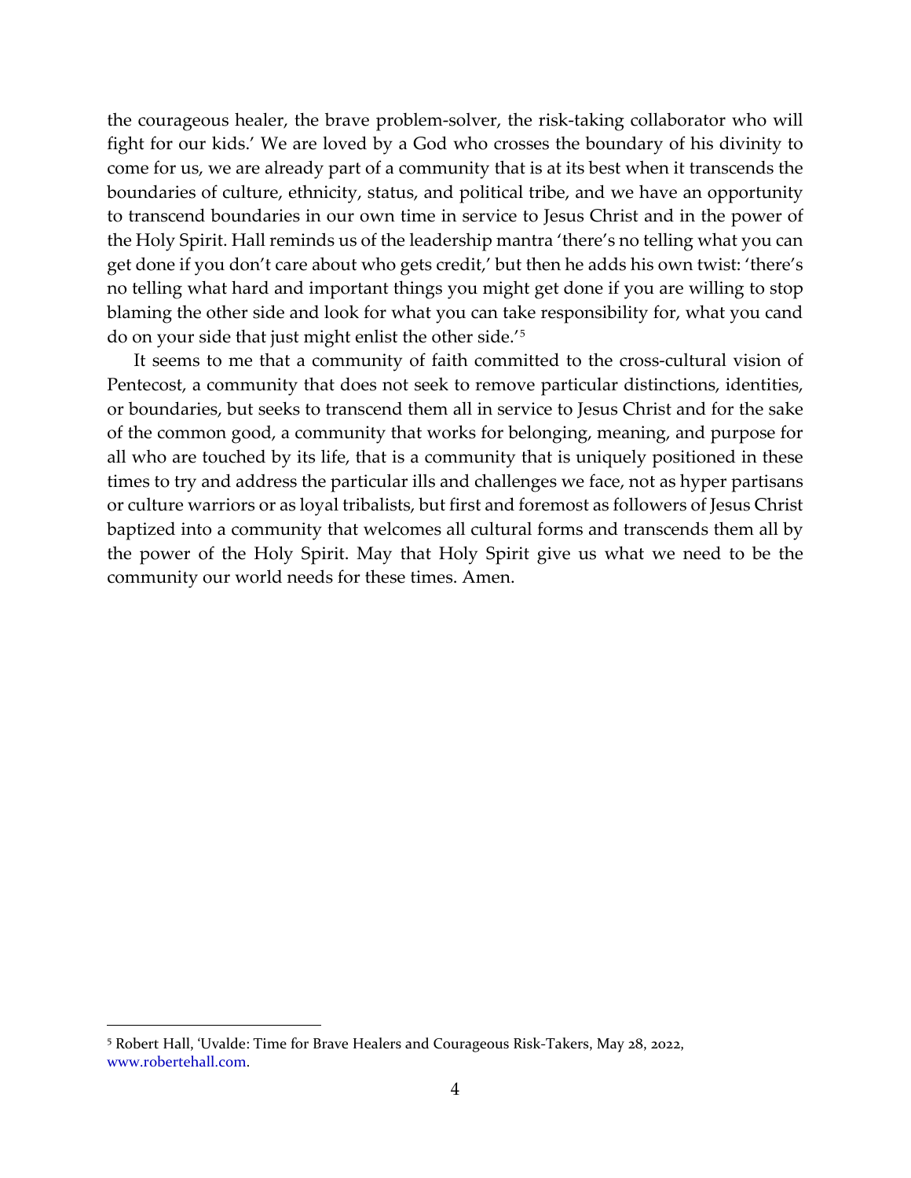the courageous healer, the brave problem-solver, the risk-taking collaborator who will fight for our kids.' We are loved by a God who crosses the boundary of his divinity to come for us, we are already part of a community that is at its best when it transcends the boundaries of culture, ethnicity, status, and political tribe, and we have an opportunity to transcend boundaries in our own time in service to Jesus Christ and in the power of the Holy Spirit. Hall reminds us of the leadership mantra 'there's no telling what you can get done if you don't care about who gets credit,' but then he adds his own twist: 'there's no telling what hard and important things you might get done if you are willing to stop blaming the other side and look for what you can take responsibility for, what you cand do on your side that just might enlist the other side.'[5]

It seems to me that a community of faith committed to the cross-cultural vision of Pentecost, a community that does not seek to remove particular distinctions, identities, or boundaries, but seeks to transcend them all in service to Jesus Christ and for the sake of the common good, a community that works for belonging, meaning, and purpose for all who are touched by its life, that is a community that is uniquely positioned in these times to try and address the particular ills and challenges we face, not as hyper partisans or culture warriors or as loyal tribalists, but first and foremost as followers of Jesus Christ baptized into a community that welcomes all cultural forms and transcends them all by the power of the Holy Spirit. May that Holy Spirit give us what we need to be the community our world needs for these times. Amen.

---

[5] Robert Hall, 'Uvalde: Time for Brave Healers and Courageous Risk-Takers, May 28, 2022, www.robertehall.com.